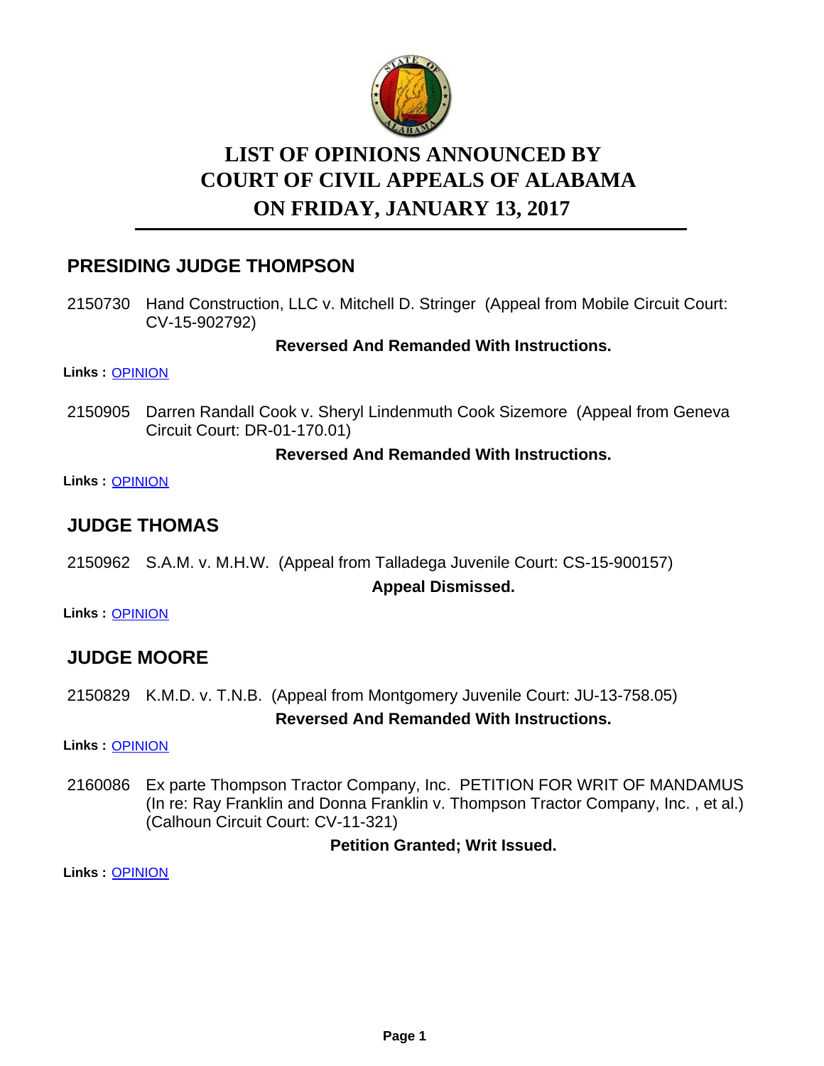# LIST OF OPINIONS ANNOUNCED BY COURT OF CIVIL APPEALS OF ALABAMA ON FRIDAY, JANUARY 13, 2017

## PRESIDING JUDGE THOMPSON

2150730 Hand Construction, LLC v. Mitchell D. Stringer (Appeal from Mobile Circuit Court: CV-15-902792)

**Reversed And Remanded With Instructions.**

**Links :** OPINION

2150905 Darren Randall Cook v. Sheryl Lindenmuth Cook Sizemore (Appeal from Geneva Circuit Court: DR-01-170.01)

**Reversed And Remanded With Instructions.**

**Links :** OPINION

## JUDGE THOMAS

2150962 S.A.M. v. M.H.W. (Appeal from Talladega Juvenile Court: CS-15-900157)

**Appeal Dismissed.**

**Links :** OPINION

## JUDGE MOORE

2150829 K.M.D. v. T.N.B. (Appeal from Montgomery Juvenile Court: JU-13-758.05)

**Reversed And Remanded With Instructions.**

**Links :** OPINION

2160086 Ex parte Thompson Tractor Company, Inc. PETITION FOR WRIT OF MANDAMUS (In re: Ray Franklin and Donna Franklin v. Thompson Tractor Company, Inc. , et al.) (Calhoun Circuit Court: CV-11-321)

**Petition Granted; Writ Issued.**

**Links :** OPINION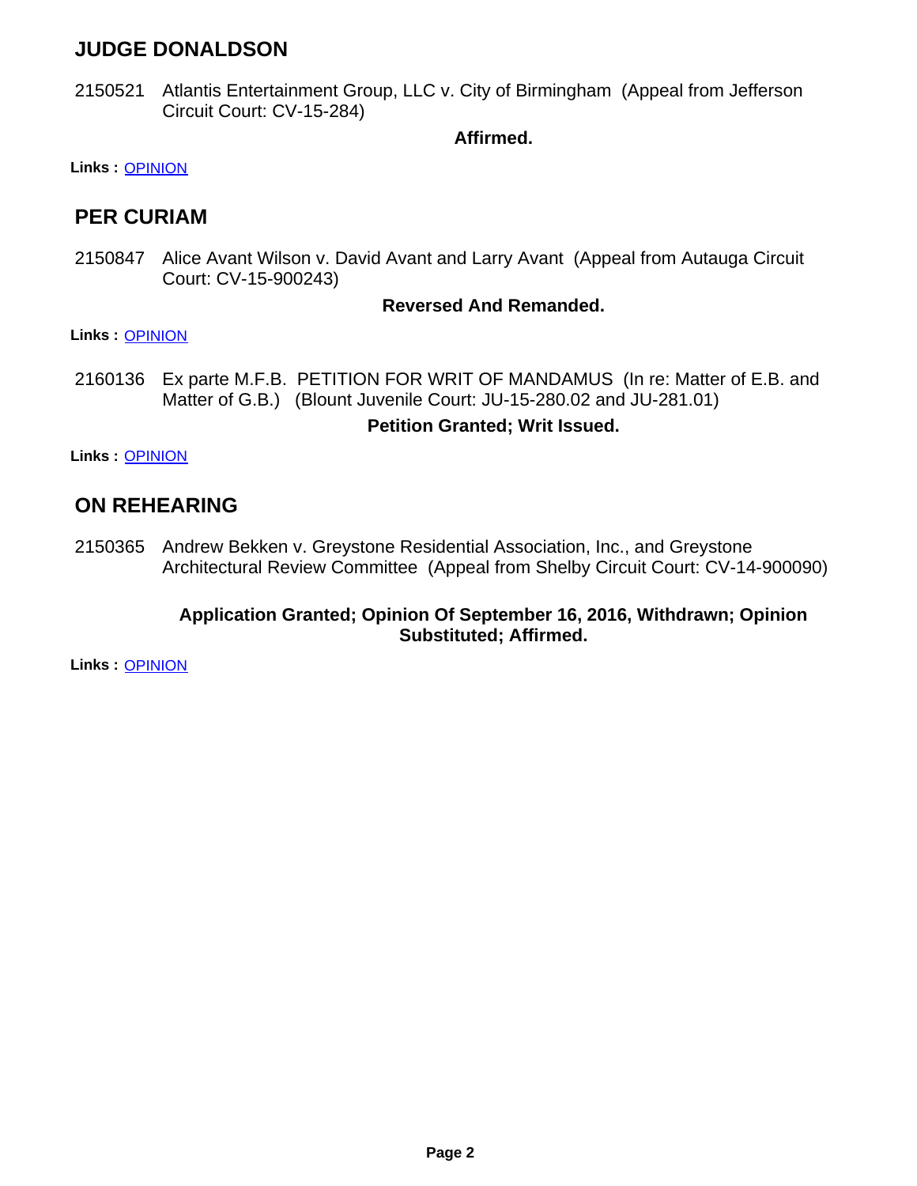## JUDGE DONALDSON

2150521 Atlantis Entertainment Group, LLC v. City of Birmingham (Appeal from Jefferson Circuit Court: CV-15-284)

**Affirmed.**

**Links :** OPINION

## PER CURIAM

2150847 Alice Avant Wilson v. David Avant and Larry Avant (Appeal from Autauga Circuit Court: CV-15-900243)

**Reversed And Remanded.**

**Links :** OPINION

2160136 Ex parte M.F.B. PETITION FOR WRIT OF MANDAMUS (In re: Matter of E.B. and Matter of G.B.) (Blount Juvenile Court: JU-15-280.02 and JU-281.01)

**Petition Granted; Writ Issued.**

**Links :** OPINION

## ON REHEARING

2150365 Andrew Bekken v. Greystone Residential Association, Inc., and Greystone Architectural Review Committee (Appeal from Shelby Circuit Court: CV-14-900090)

**Application Granted; Opinion Of September 16, 2016, Withdrawn; Opinion Substituted; Affirmed.**

**Links :** OPINION